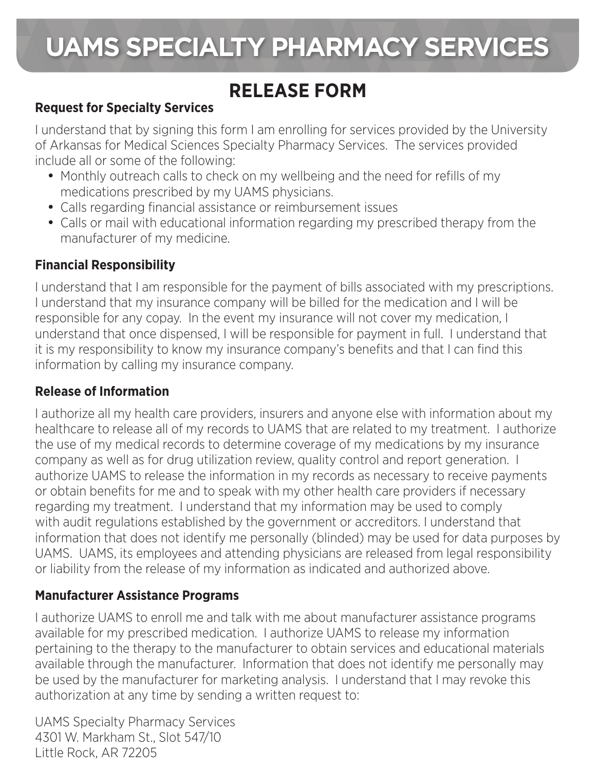# UAMS SPECIALTY PHARMACY SERVICES

## RELEASE FORM

### Request for Specialty Services

I understand that by signing this form I am enrolling for services provided by the University of Arkansas for Medical Sciences Specialty Pharmacy Services. The services provided include all or some of the following:

- Monthly outreach calls to check on my wellbeing and the need for refills of my medications prescribed by my UAMS physicians.
- Calls regarding financial assistance or reimbursement issues
- Calls or mail with educational information regarding my prescribed therapy from the manufacturer of my medicine.

### Financial Responsibility

I understand that I am responsible for the payment of bills associated with my prescriptions. I understand that my insurance company will be billed for the medication and I will be responsible for any copay. In the event my insurance will not cover my medication, I understand that once dispensed, I will be responsible for payment in full. I understand that it is my responsibility to know my insurance company's benefits and that I can find this information by calling my insurance company.

### Release of Information

I authorize all my health care providers, insurers and anyone else with information about my healthcare to release all of my records to UAMS that are related to my treatment. I authorize the use of my medical records to determine coverage of my medications by my insurance company as well as for drug utilization review, quality control and report generation. I authorize UAMS to release the information in my records as necessary to receive payments or obtain benefits for me and to speak with my other health care providers if necessary regarding my treatment. I understand that my information may be used to comply with audit regulations established by the government or accreditors. I understand that information that does not identify me personally (blinded) may be used for data purposes by UAMS. UAMS, its employees and attending physicians are released from legal responsibility or liability from the release of my information as indicated and authorized above.

### Manufacturer Assistance Programs

I authorize UAMS to enroll me and talk with me about manufacturer assistance programs available for my prescribed medication. I authorize UAMS to release my information pertaining to the therapy to the manufacturer to obtain services and educational materials available through the manufacturer. Information that does not identify me personally may be used by the manufacturer for marketing analysis. I understand that I may revoke this authorization at any time by sending a written request to:

UAMS Specialty Pharmacy Services
4301 W. Markham St., Slot 547/10
Little Rock, AR 72205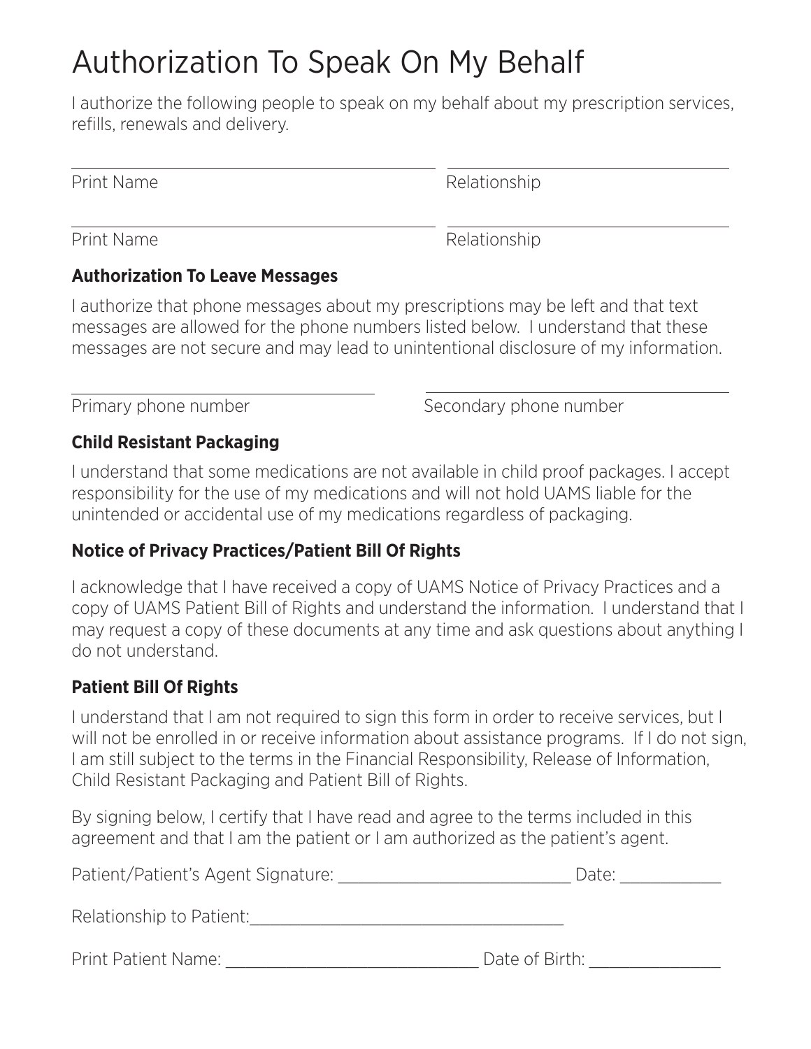# Authorization To Speak On My Behalf

I authorize the following people to speak on my behalf about my prescription services, refills, renewals and delivery.

\_\_\_\_\_\_\_\_\_\_\_\_\_\_\_\_\_\_\_\_\_\_\_\_\_\_\_\_\_\_\_\_\_\_\_\_ \_\_\_\_\_\_\_\_\_\_\_\_\_\_\_\_\_\_\_\_\_\_\_\_\_\_\_\_

Print Name Relationship

\_\_\_\_\_\_\_\_\_\_\_\_\_\_\_\_\_\_\_\_\_\_\_\_\_\_\_\_\_\_\_\_\_\_\_\_ \_\_\_\_\_\_\_\_\_\_\_\_\_\_\_\_\_\_\_\_\_\_\_\_\_\_\_\_

Print Name Relationship

**Authorization To Leave Messages**

I authorize that phone messages about my prescriptions may be left and that text messages are allowed for the phone numbers listed below. I understand that these messages are not secure and may lead to unintentional disclosure of my information.

\_\_\_\_\_\_\_\_\_\_\_\_\_\_\_\_\_\_\_\_\_\_\_\_\_\_\_\_\_\_ \_\_\_\_\_\_\_\_\_\_\_\_\_\_\_\_\_\_\_\_\_\_\_\_\_\_\_\_\_\_

Primary phone number Secondary phone number

**Child Resistant Packaging**

I understand that some medications are not available in child proof packages. I accept responsibility for the use of my medications and will not hold UAMS liable for the unintended or accidental use of my medications regardless of packaging.

**Notice of Privacy Practices/Patient Bill Of Rights**

I acknowledge that I have received a copy of UAMS Notice of Privacy Practices and a copy of UAMS Patient Bill of Rights and understand the information. I understand that I may request a copy of these documents at any time and ask questions about anything I do not understand.

**Patient Bill Of Rights**

I understand that I am not required to sign this form in order to receive services, but I will not be enrolled in or receive information about assistance programs. If I do not sign, I am still subject to the terms in the Financial Responsibility, Release of Information, Child Resistant Packaging and Patient Bill of Rights.

By signing below, I certify that I have read and agree to the terms included in this agreement and that I am the patient or I am authorized as the patient's agent.

Patient/Patient's Agent Signature: \_\_\_\_\_\_\_\_\_\_\_\_\_\_\_\_\_\_\_\_\_\_\_\_\_\_ Date: \_\_\_\_\_\_\_\_\_\_

Relationship to Patient: \_\_\_\_\_\_\_\_\_\_\_\_\_\_\_\_\_\_\_\_\_\_\_\_\_\_\_\_\_\_\_\_\_\_\_\_

Print Patient Name: \_\_\_\_\_\_\_\_\_\_\_\_\_\_\_\_\_\_\_\_\_\_\_\_\_\_\_\_\_ Date of Birth: \_\_\_\_\_\_\_\_\_\_\_\_\_